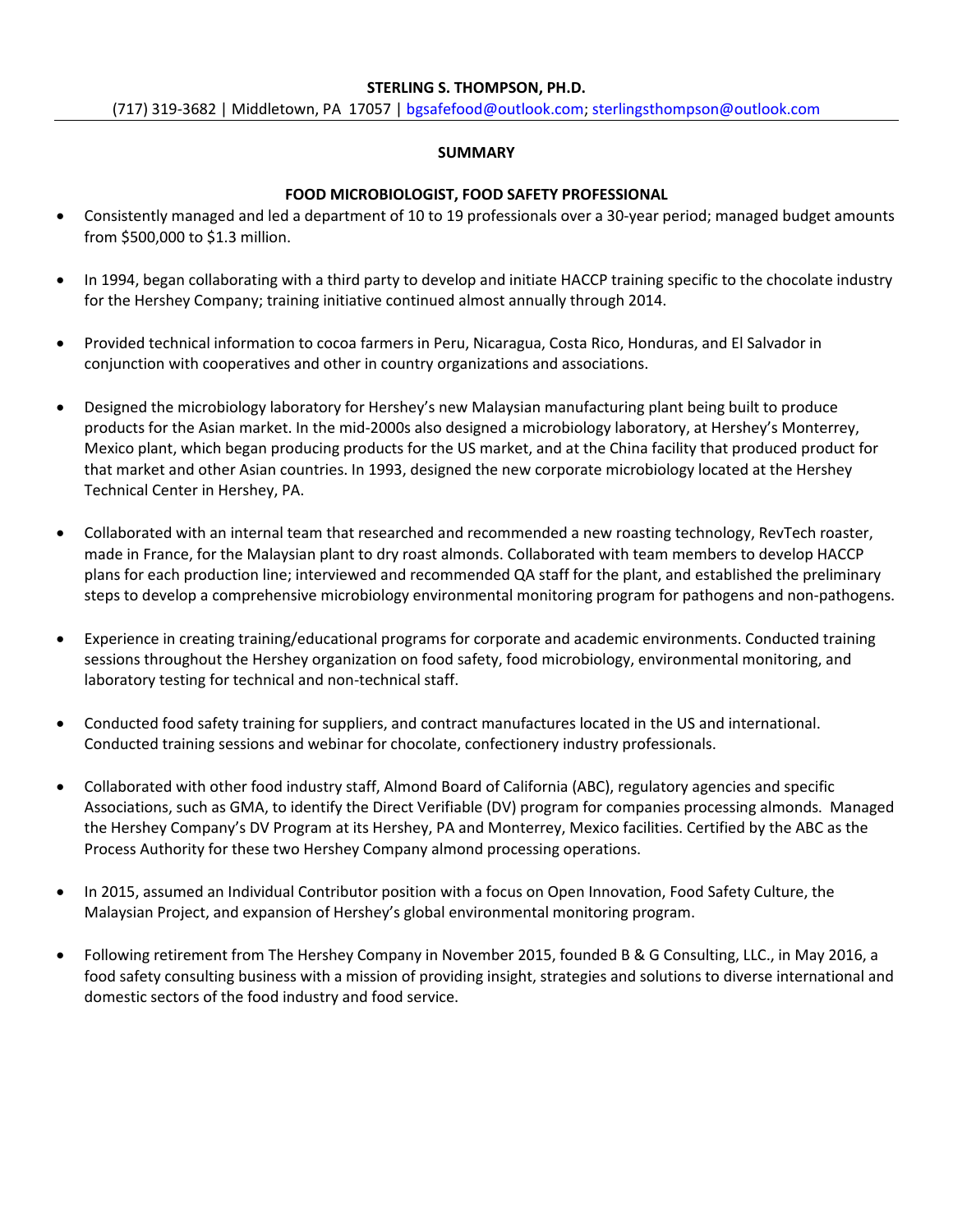**STERLING S. THOMPSON, PH.D.**

(717) 319-3682 | Middletown, PA 17057 | bgsafefood@outlook.com; sterlingsthompson@outlook.com

## SUMMARY

### FOOD MICROBIOLOGIST, FOOD SAFETY PROFESSIONAL

- Consistently managed and led a department of 10 to 19 professionals over a 30-year period; managed budget amounts from $500,000 to $1.3 million.

- In 1994, began collaborating with a third party to develop and initiate HACCP training specific to the chocolate industry for the Hershey Company; training initiative continued almost annually through 2014.

- Provided technical information to cocoa farmers in Peru, Nicaragua, Costa Rico, Honduras, and El Salvador in conjunction with cooperatives and other in country organizations and associations.

- Designed the microbiology laboratory for Hershey's new Malaysian manufacturing plant being built to produce products for the Asian market. In the mid-2000s also designed a microbiology laboratory, at Hershey's Monterrey, Mexico plant, which began producing products for the US market, and at the China facility that produced product for that market and other Asian countries. In 1993, designed the new corporate microbiology located at the Hershey Technical Center in Hershey, PA.

- Collaborated with an internal team that researched and recommended a new roasting technology, RevTech roaster, made in France, for the Malaysian plant to dry roast almonds. Collaborated with team members to develop HACCP plans for each production line; interviewed and recommended QA staff for the plant, and established the preliminary steps to develop a comprehensive microbiology environmental monitoring program for pathogens and non-pathogens.

- Experience in creating training/educational programs for corporate and academic environments. Conducted training sessions throughout the Hershey organization on food safety, food microbiology, environmental monitoring, and laboratory testing for technical and non-technical staff.

- Conducted food safety training for suppliers, and contract manufactures located in the US and international. Conducted training sessions and webinar for chocolate, confectionery industry professionals.

- Collaborated with other food industry staff, Almond Board of California (ABC), regulatory agencies and specific Associations, such as GMA, to identify the Direct Verifiable (DV) program for companies processing almonds. Managed the Hershey Company's DV Program at its Hershey, PA and Monterrey, Mexico facilities. Certified by the ABC as the Process Authority for these two Hershey Company almond processing operations.

- In 2015, assumed an Individual Contributor position with a focus on Open Innovation, Food Safety Culture, the Malaysian Project, and expansion of Hershey's global environmental monitoring program.

- Following retirement from The Hershey Company in November 2015, founded B & G Consulting, LLC., in May 2016, a food safety consulting business with a mission of providing insight, strategies and solutions to diverse international and domestic sectors of the food industry and food service.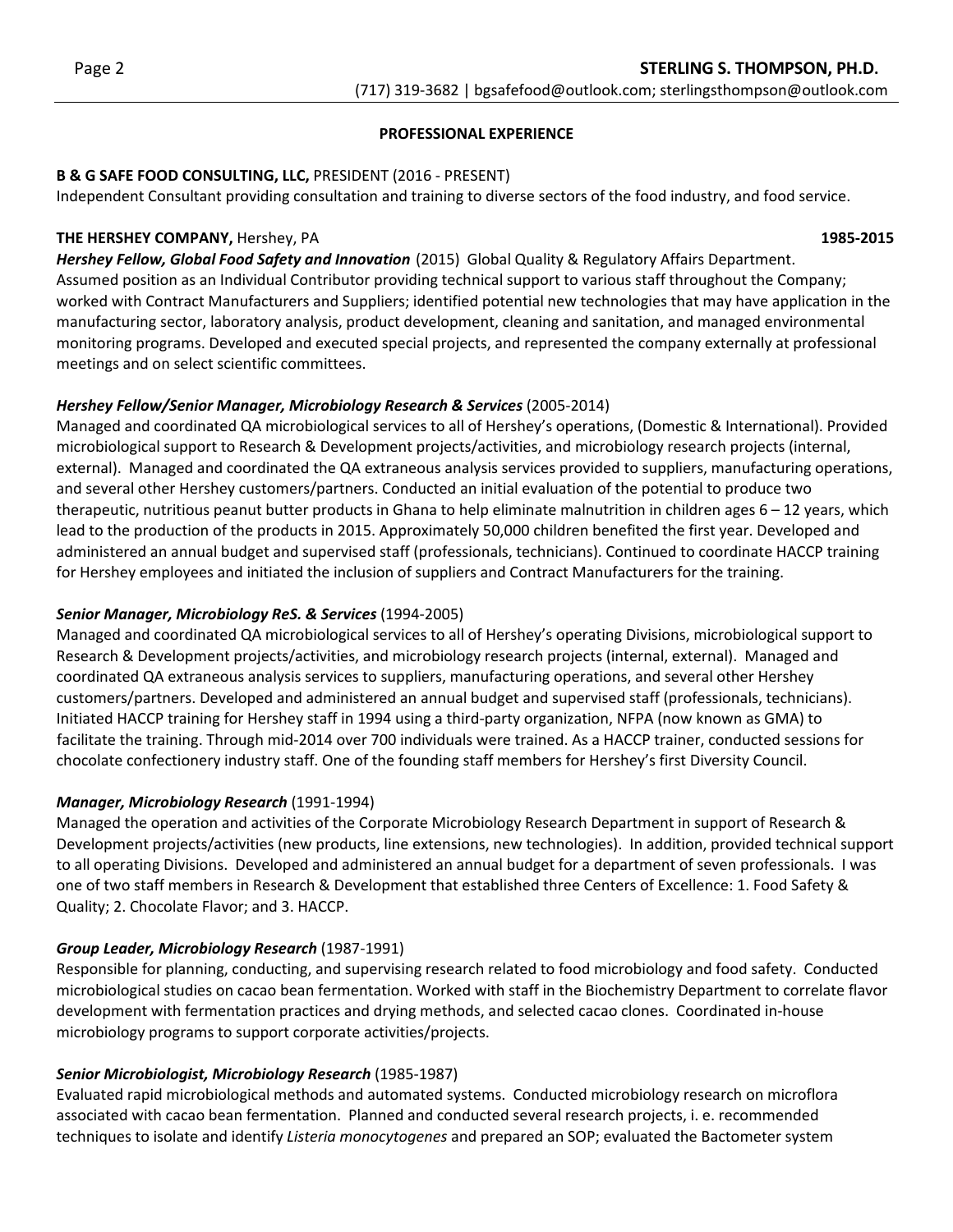## PROFESSIONAL EXPERIENCE

**B & G SAFE FOOD CONSULTING, LLC,** PRESIDENT (2016 - PRESENT)
Independent Consultant providing consultation and training to diverse sectors of the food industry, and food service.

**THE HERSHEY COMPANY,** Hershey, PA **1985-2015**

***Hershey Fellow, Global Food Safety and Innovation*** (2015) Global Quality & Regulatory Affairs Department. Assumed position as an Individual Contributor providing technical support to various staff throughout the Company; worked with Contract Manufacturers and Suppliers; identified potential new technologies that may have application in the manufacturing sector, laboratory analysis, product development, cleaning and sanitation, and managed environmental monitoring programs. Developed and executed special projects, and represented the company externally at professional meetings and on select scientific committees.

***Hershey Fellow/Senior Manager, Microbiology Research & Services*** (2005-2014)
Managed and coordinated QA microbiological services to all of Hershey's operations, (Domestic & International). Provided microbiological support to Research & Development projects/activities, and microbiology research projects (internal, external). Managed and coordinated the QA extraneous analysis services provided to suppliers, manufacturing operations, and several other Hershey customers/partners. Conducted an initial evaluation of the potential to produce two therapeutic, nutritious peanut butter products in Ghana to help eliminate malnutrition in children ages 6 – 12 years, which lead to the production of the products in 2015. Approximately 50,000 children benefited the first year. Developed and administered an annual budget and supervised staff (professionals, technicians). Continued to coordinate HACCP training for Hershey employees and initiated the inclusion of suppliers and Contract Manufacturers for the training.

***Senior Manager, Microbiology ReS. & Services*** (1994-2005)
Managed and coordinated QA microbiological services to all of Hershey's operating Divisions, microbiological support to Research & Development projects/activities, and microbiology research projects (internal, external). Managed and coordinated QA extraneous analysis services to suppliers, manufacturing operations, and several other Hershey customers/partners. Developed and administered an annual budget and supervised staff (professionals, technicians). Initiated HACCP training for Hershey staff in 1994 using a third-party organization, NFPA (now known as GMA) to facilitate the training. Through mid-2014 over 700 individuals were trained. As a HACCP trainer, conducted sessions for chocolate confectionery industry staff. One of the founding staff members for Hershey's first Diversity Council.

***Manager, Microbiology Research*** (1991-1994)
Managed the operation and activities of the Corporate Microbiology Research Department in support of Research & Development projects/activities (new products, line extensions, new technologies). In addition, provided technical support to all operating Divisions. Developed and administered an annual budget for a department of seven professionals. I was one of two staff members in Research & Development that established three Centers of Excellence: 1. Food Safety & Quality; 2. Chocolate Flavor; and 3. HACCP.

***Group Leader, Microbiology Research*** (1987-1991)
Responsible for planning, conducting, and supervising research related to food microbiology and food safety. Conducted microbiological studies on cacao bean fermentation. Worked with staff in the Biochemistry Department to correlate flavor development with fermentation practices and drying methods, and selected cacao clones. Coordinated in-house microbiology programs to support corporate activities/projects.

***Senior Microbiologist, Microbiology Research*** (1985-1987)
Evaluated rapid microbiological methods and automated systems. Conducted microbiology research on microflora associated with cacao bean fermentation. Planned and conducted several research projects, i. e. recommended techniques to isolate and identify *Listeria monocytogenes* and prepared an SOP; evaluated the Bactometer system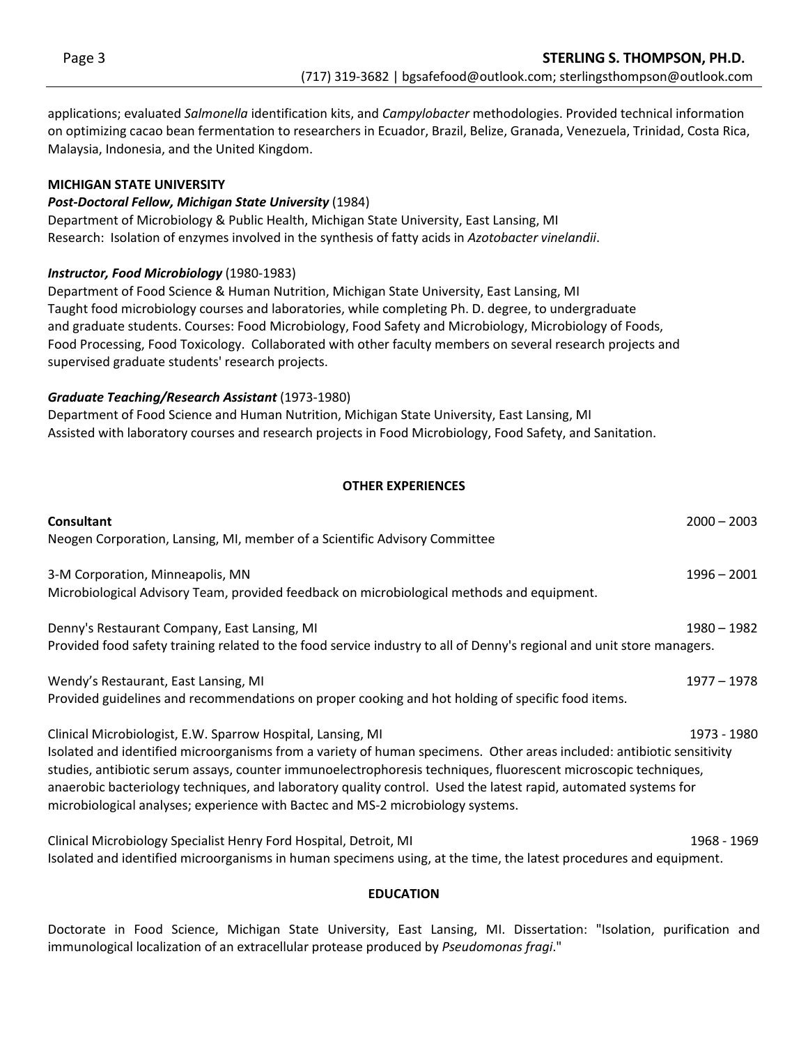applications; evaluated *Salmonella* identification kits, and *Campylobacter* methodologies. Provided technical information on optimizing cacao bean fermentation to researchers in Ecuador, Brazil, Belize, Granada, Venezuela, Trinidad, Costa Rica, Malaysia, Indonesia, and the United Kingdom.

**MICHIGAN STATE UNIVERSITY**

***Post-Doctoral Fellow, Michigan State University*** (1984)
Department of Microbiology & Public Health, Michigan State University, East Lansing, MI
Research: Isolation of enzymes involved in the synthesis of fatty acids in *Azotobacter vinelandii*.

***Instructor, Food Microbiology*** (1980-1983)
Department of Food Science & Human Nutrition, Michigan State University, East Lansing, MI
Taught food microbiology courses and laboratories, while completing Ph. D. degree, to undergraduate and graduate students. Courses: Food Microbiology, Food Safety and Microbiology, Microbiology of Foods, Food Processing, Food Toxicology. Collaborated with other faculty members on several research projects and supervised graduate students' research projects.

***Graduate Teaching/Research Assistant*** (1973-1980)
Department of Food Science and Human Nutrition, Michigan State University, East Lansing, MI
Assisted with laboratory courses and research projects in Food Microbiology, Food Safety, and Sanitation.

## OTHER EXPERIENCES

**Consultant** — 2000 – 2003
Neogen Corporation, Lansing, MI, member of a Scientific Advisory Committee

3-M Corporation, Minneapolis, MN — 1996 – 2001
Microbiological Advisory Team, provided feedback on microbiological methods and equipment.

Denny's Restaurant Company, East Lansing, MI — 1980 – 1982
Provided food safety training related to the food service industry to all of Denny's regional and unit store managers.

Wendy's Restaurant, East Lansing, MI — 1977 – 1978
Provided guidelines and recommendations on proper cooking and hot holding of specific food items.

Clinical Microbiologist, E.W. Sparrow Hospital, Lansing, MI — 1973 - 1980
Isolated and identified microorganisms from a variety of human specimens. Other areas included: antibiotic sensitivity studies, antibiotic serum assays, counter immunoelectrophoresis techniques, fluorescent microscopic techniques, anaerobic bacteriology techniques, and laboratory quality control. Used the latest rapid, automated systems for microbiological analyses; experience with Bactec and MS-2 microbiology systems.

Clinical Microbiology Specialist Henry Ford Hospital, Detroit, MI — 1968 - 1969
Isolated and identified microorganisms in human specimens using, at the time, the latest procedures and equipment.

## EDUCATION

Doctorate in Food Science, Michigan State University, East Lansing, MI. Dissertation: "Isolation, purification and immunological localization of an extracellular protease produced by *Pseudomonas fragi*."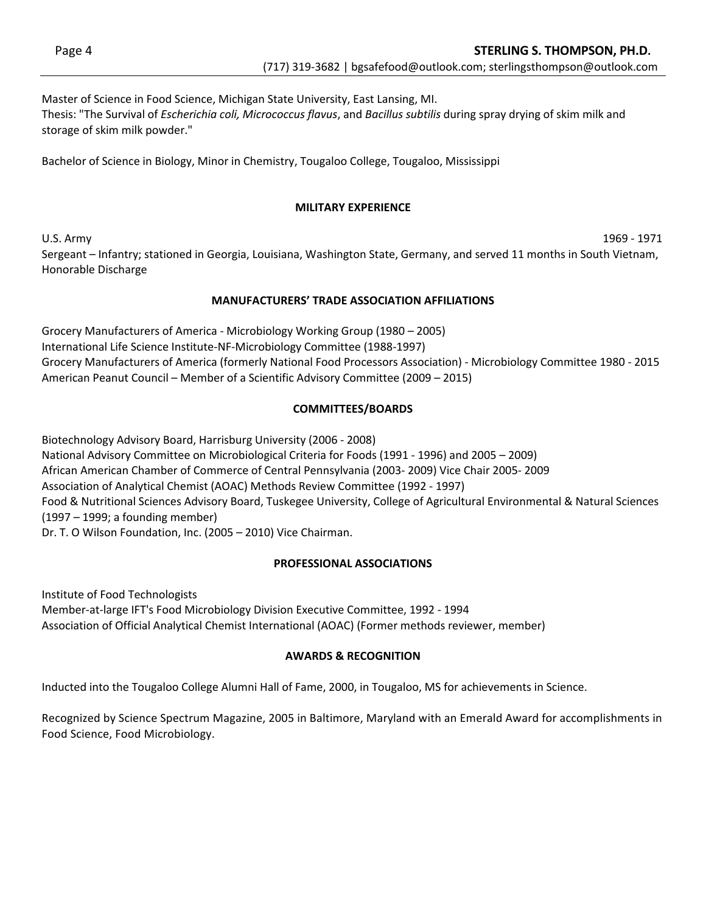Master of Science in Food Science, Michigan State University, East Lansing, MI.
Thesis: "The Survival of *Escherichia coli, Micrococcus flavus*, and *Bacillus subtilis* during spray drying of skim milk and storage of skim milk powder."

Bachelor of Science in Biology, Minor in Chemistry, Tougaloo College, Tougaloo, Mississippi

## MILITARY EXPERIENCE

U.S. Army 1969 - 1971
Sergeant – Infantry; stationed in Georgia, Louisiana, Washington State, Germany, and served 11 months in South Vietnam, Honorable Discharge

## MANUFACTURERS' TRADE ASSOCIATION AFFILIATIONS

Grocery Manufacturers of America - Microbiology Working Group (1980 – 2005)
International Life Science Institute-NF-Microbiology Committee (1988-1997)
Grocery Manufacturers of America (formerly National Food Processors Association) - Microbiology Committee 1980 - 2015
American Peanut Council – Member of a Scientific Advisory Committee (2009 – 2015)

## COMMITTEES/BOARDS

Biotechnology Advisory Board, Harrisburg University (2006 - 2008)
National Advisory Committee on Microbiological Criteria for Foods (1991 - 1996) and 2005 – 2009)
African American Chamber of Commerce of Central Pennsylvania (2003- 2009) Vice Chair 2005- 2009
Association of Analytical Chemist (AOAC) Methods Review Committee (1992 - 1997)
Food & Nutritional Sciences Advisory Board, Tuskegee University, College of Agricultural Environmental & Natural Sciences (1997 – 1999; a founding member)
Dr. T. O Wilson Foundation, Inc. (2005 – 2010) Vice Chairman.

## PROFESSIONAL ASSOCIATIONS

Institute of Food Technologists
Member-at-large IFT's Food Microbiology Division Executive Committee, 1992 - 1994
Association of Official Analytical Chemist International (AOAC) (Former methods reviewer, member)

## AWARDS & RECOGNITION

Inducted into the Tougaloo College Alumni Hall of Fame, 2000, in Tougaloo, MS for achievements in Science.

Recognized by Science Spectrum Magazine, 2005 in Baltimore, Maryland with an Emerald Award for accomplishments in Food Science, Food Microbiology.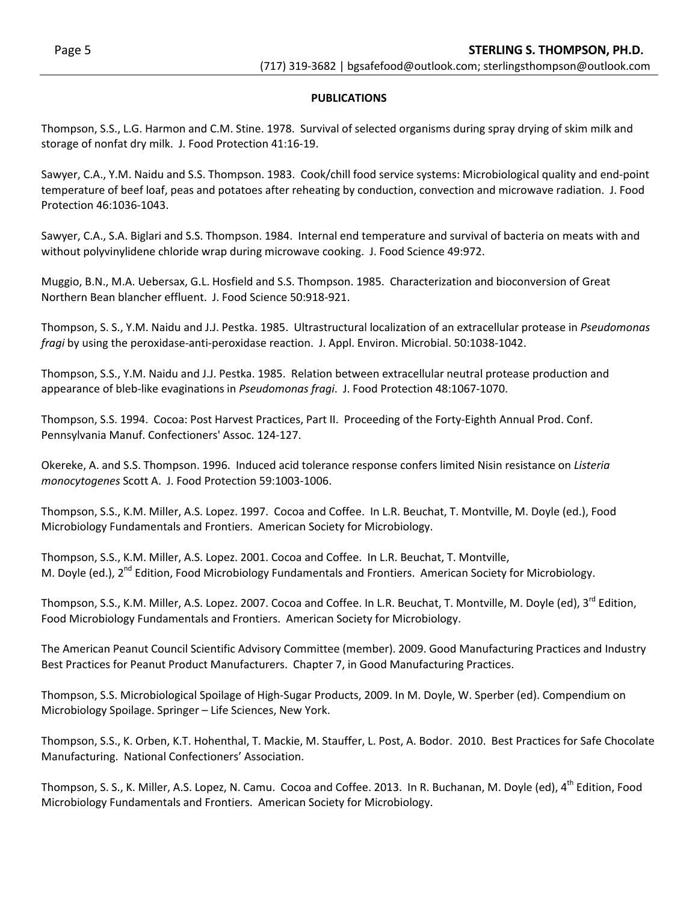**PUBLICATIONS**

Thompson, S.S., L.G. Harmon and C.M. Stine. 1978. Survival of selected organisms during spray drying of skim milk and storage of nonfat dry milk. J. Food Protection 41:16-19.

Sawyer, C.A., Y.M. Naidu and S.S. Thompson. 1983. Cook/chill food service systems: Microbiological quality and end-point temperature of beef loaf, peas and potatoes after reheating by conduction, convection and microwave radiation. J. Food Protection 46:1036-1043.

Sawyer, C.A., S.A. Biglari and S.S. Thompson. 1984. Internal end temperature and survival of bacteria on meats with and without polyvinylidene chloride wrap during microwave cooking. J. Food Science 49:972.

Muggio, B.N., M.A. Uebersax, G.L. Hosfield and S.S. Thompson. 1985. Characterization and bioconversion of Great Northern Bean blancher effluent. J. Food Science 50:918-921.

Thompson, S. S., Y.M. Naidu and J.J. Pestka. 1985. Ultrastructural localization of an extracellular protease in *Pseudomonas fragi* by using the peroxidase-anti-peroxidase reaction. J. Appl. Environ. Microbial. 50:1038-1042.

Thompson, S.S., Y.M. Naidu and J.J. Pestka. 1985. Relation between extracellular neutral protease production and appearance of bleb-like evaginations in *Pseudomonas fragi*. J. Food Protection 48:1067-1070.

Thompson, S.S. 1994. Cocoa: Post Harvest Practices, Part II. Proceeding of the Forty-Eighth Annual Prod. Conf. Pennsylvania Manuf. Confectioners' Assoc. 124-127.

Okereke, A. and S.S. Thompson. 1996. Induced acid tolerance response confers limited Nisin resistance on *Listeria monocytogenes* Scott A. J. Food Protection 59:1003-1006.

Thompson, S.S., K.M. Miller, A.S. Lopez. 1997. Cocoa and Coffee. In L.R. Beuchat, T. Montville, M. Doyle (ed.), Food Microbiology Fundamentals and Frontiers. American Society for Microbiology.

Thompson, S.S., K.M. Miller, A.S. Lopez. 2001. Cocoa and Coffee. In L.R. Beuchat, T. Montville, M. Doyle (ed.), 2nd Edition, Food Microbiology Fundamentals and Frontiers. American Society for Microbiology.

Thompson, S.S., K.M. Miller, A.S. Lopez. 2007. Cocoa and Coffee. In L.R. Beuchat, T. Montville, M. Doyle (ed), 3rd Edition, Food Microbiology Fundamentals and Frontiers. American Society for Microbiology.

The American Peanut Council Scientific Advisory Committee (member). 2009. Good Manufacturing Practices and Industry Best Practices for Peanut Product Manufacturers. Chapter 7, in Good Manufacturing Practices.

Thompson, S.S. Microbiological Spoilage of High-Sugar Products, 2009. In M. Doyle, W. Sperber (ed). Compendium on Microbiology Spoilage. Springer – Life Sciences, New York.

Thompson, S.S., K. Orben, K.T. Hohenthal, T. Mackie, M. Stauffer, L. Post, A. Bodor. 2010. Best Practices for Safe Chocolate Manufacturing. National Confectioners' Association.

Thompson, S. S., K. Miller, A.S. Lopez, N. Camu. Cocoa and Coffee. 2013. In R. Buchanan, M. Doyle (ed), 4th Edition, Food Microbiology Fundamentals and Frontiers. American Society for Microbiology.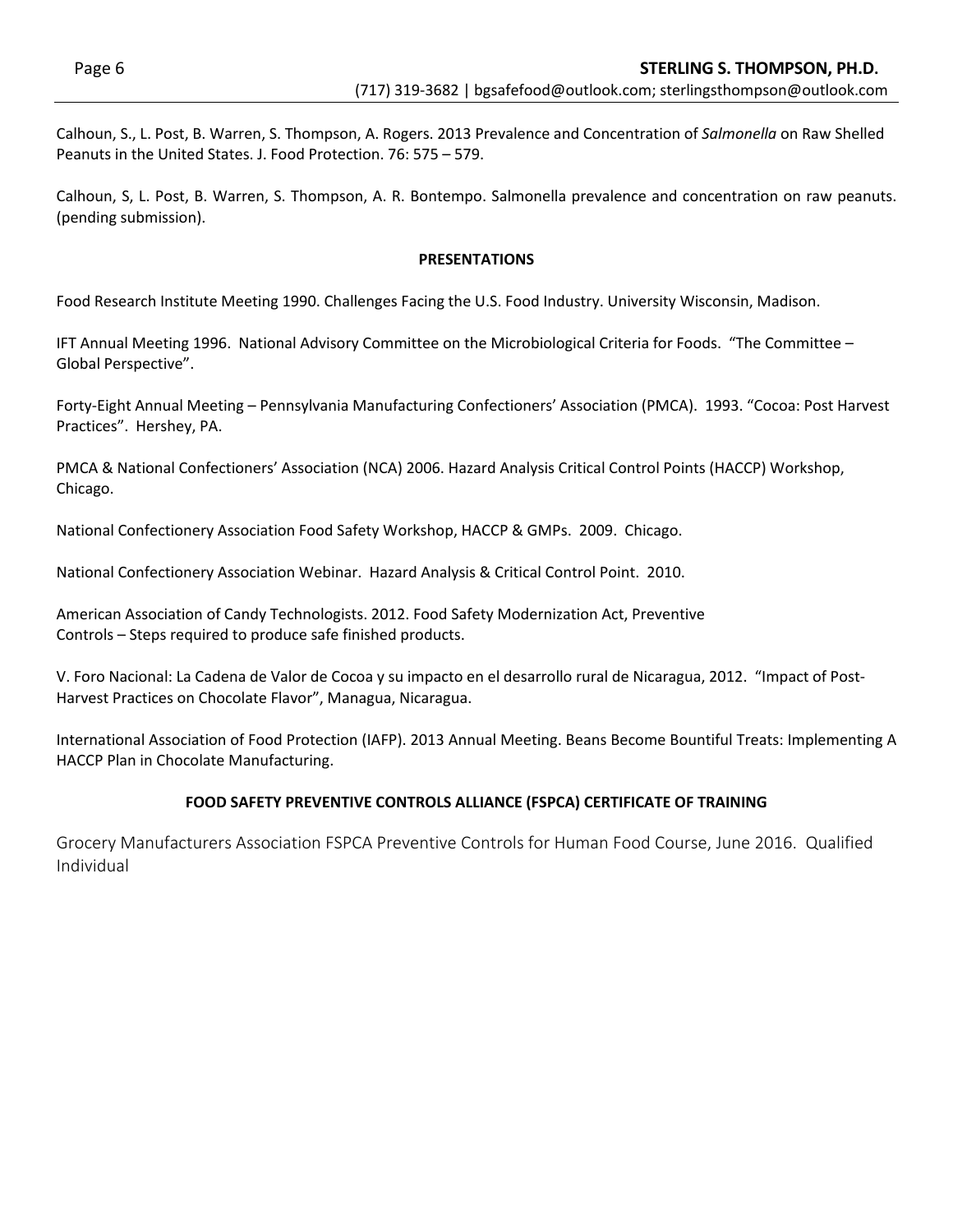Calhoun, S., L. Post, B. Warren, S. Thompson, A. Rogers. 2013 Prevalence and Concentration of *Salmonella* on Raw Shelled Peanuts in the United States. J. Food Protection. 76: 575 – 579.

Calhoun, S, L. Post, B. Warren, S. Thompson, A. R. Bontempo. Salmonella prevalence and concentration on raw peanuts. (pending submission).

**PRESENTATIONS**

Food Research Institute Meeting 1990. Challenges Facing the U.S. Food Industry. University Wisconsin, Madison.

IFT Annual Meeting 1996. National Advisory Committee on the Microbiological Criteria for Foods. "The Committee – Global Perspective".

Forty-Eight Annual Meeting – Pennsylvania Manufacturing Confectioners' Association (PMCA). 1993. "Cocoa: Post Harvest Practices". Hershey, PA.

PMCA & National Confectioners' Association (NCA) 2006. Hazard Analysis Critical Control Points (HACCP) Workshop, Chicago.

National Confectionery Association Food Safety Workshop, HACCP & GMPs. 2009. Chicago.

National Confectionery Association Webinar. Hazard Analysis & Critical Control Point. 2010.

American Association of Candy Technologists. 2012. Food Safety Modernization Act, Preventive Controls – Steps required to produce safe finished products.

V. Foro Nacional: La Cadena de Valor de Cocoa y su impacto en el desarrollo rural de Nicaragua, 2012. "Impact of Post-Harvest Practices on Chocolate Flavor", Managua, Nicaragua.

International Association of Food Protection (IAFP). 2013 Annual Meeting. Beans Become Bountiful Treats: Implementing A HACCP Plan in Chocolate Manufacturing.

**FOOD SAFETY PREVENTIVE CONTROLS ALLIANCE (FSPCA) CERTIFICATE OF TRAINING**

Grocery Manufacturers Association FSPCA Preventive Controls for Human Food Course, June 2016. Qualified Individual